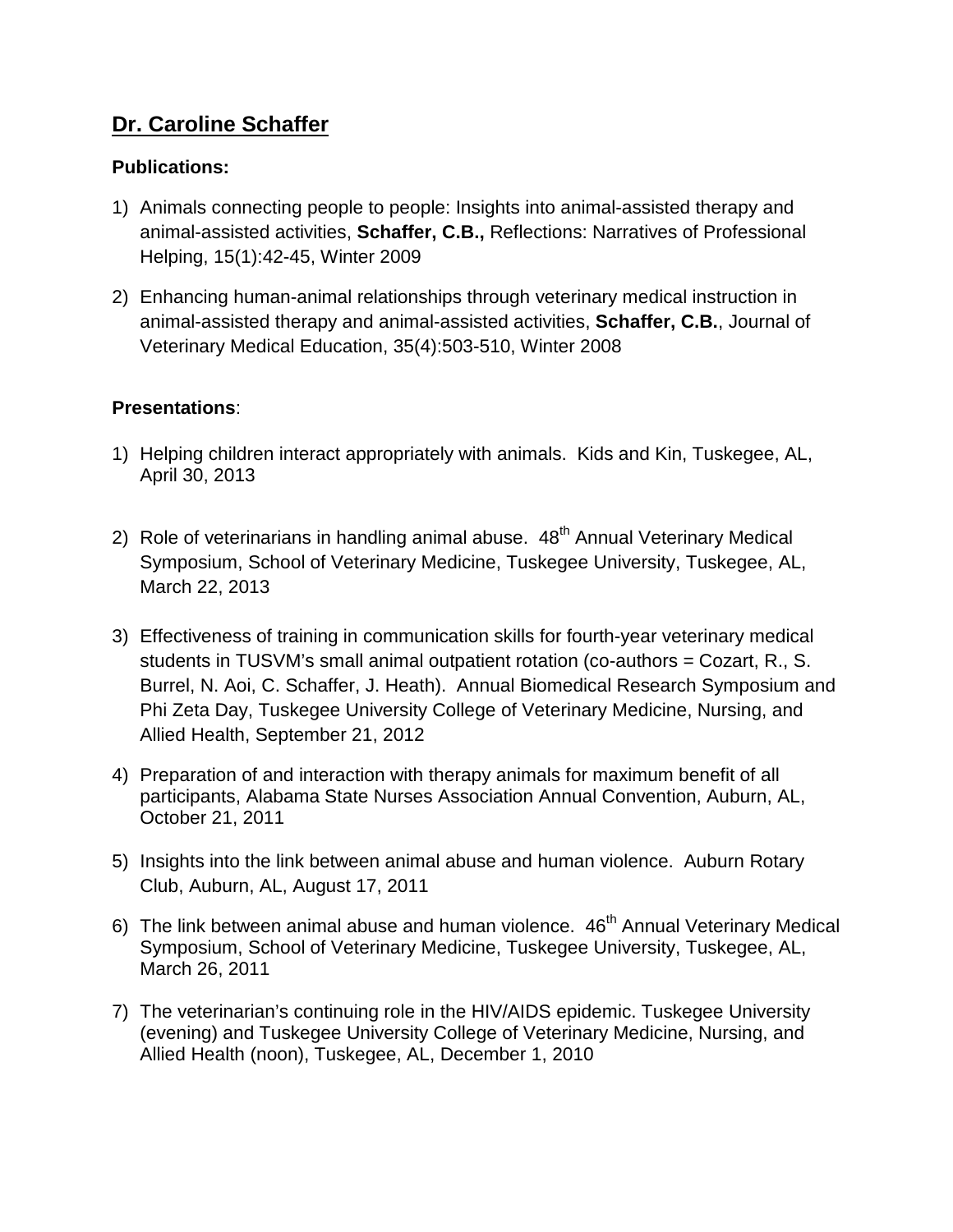# Dr. Caroline Schaffer

**Publications:**

1) Animals connecting people to people: Insights into animal-assisted therapy and animal-assisted activities, **Schaffer, C.B.,** Reflections: Narratives of Professional Helping, 15(1):42-45, Winter 2009

2) Enhancing human-animal relationships through veterinary medical instruction in animal-assisted therapy and animal-assisted activities, **Schaffer, C.B.**, Journal of Veterinary Medical Education, 35(4):503-510, Winter 2008

**Presentations**:

1) Helping children interact appropriately with animals. Kids and Kin, Tuskegee, AL, April 30, 2013

2) Role of veterinarians in handling animal abuse. 48th Annual Veterinary Medical Symposium, School of Veterinary Medicine, Tuskegee University, Tuskegee, AL, March 22, 2013

3) Effectiveness of training in communication skills for fourth-year veterinary medical students in TUSVM's small animal outpatient rotation (co-authors = Cozart, R., S. Burrel, N. Aoi, C. Schaffer, J. Heath). Annual Biomedical Research Symposium and Phi Zeta Day, Tuskegee University College of Veterinary Medicine, Nursing, and Allied Health, September 21, 2012

4) Preparation of and interaction with therapy animals for maximum benefit of all participants, Alabama State Nurses Association Annual Convention, Auburn, AL, October 21, 2011

5) Insights into the link between animal abuse and human violence. Auburn Rotary Club, Auburn, AL, August 17, 2011

6) The link between animal abuse and human violence. 46th Annual Veterinary Medical Symposium, School of Veterinary Medicine, Tuskegee University, Tuskegee, AL, March 26, 2011

7) The veterinarian's continuing role in the HIV/AIDS epidemic. Tuskegee University (evening) and Tuskegee University College of Veterinary Medicine, Nursing, and Allied Health (noon), Tuskegee, AL, December 1, 2010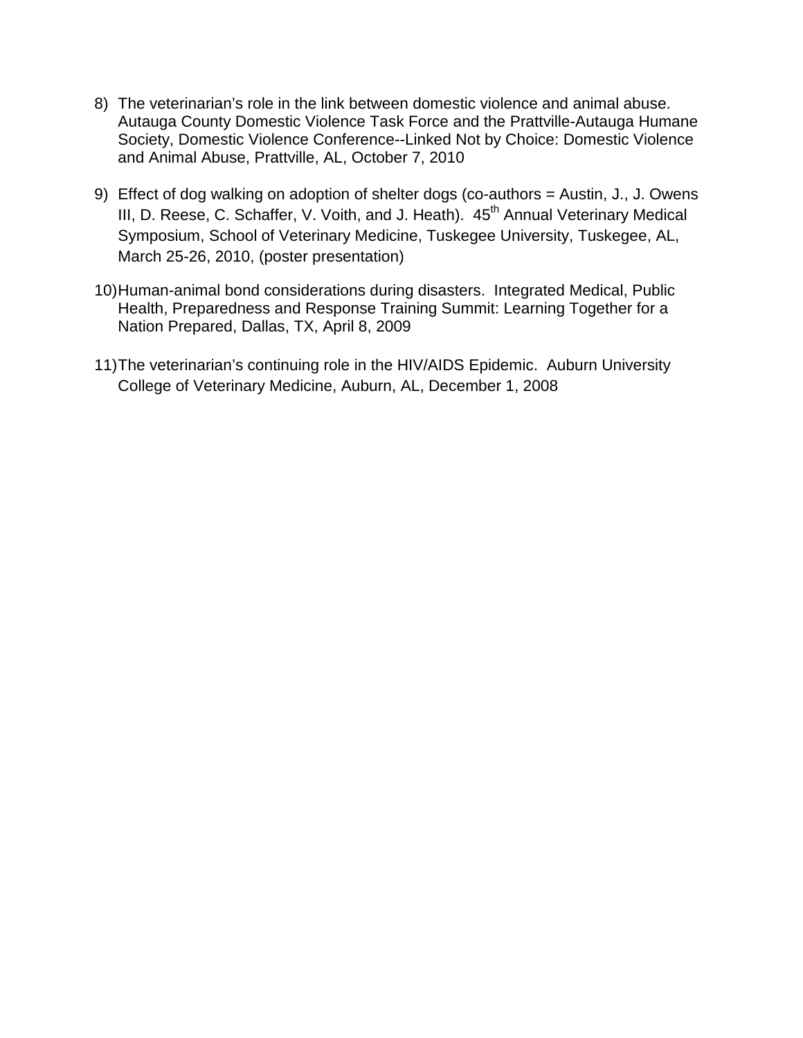8) The veterinarian's role in the link between domestic violence and animal abuse. Autauga County Domestic Violence Task Force and the Prattville-Autauga Humane Society, Domestic Violence Conference--Linked Not by Choice: Domestic Violence and Animal Abuse, Prattville, AL, October 7, 2010

9) Effect of dog walking on adoption of shelter dogs (co-authors = Austin, J., J. Owens III, D. Reese, C. Schaffer, V. Voith, and J. Heath). 45th Annual Veterinary Medical Symposium, School of Veterinary Medicine, Tuskegee University, Tuskegee, AL, March 25-26, 2010, (poster presentation)

10) Human-animal bond considerations during disasters. Integrated Medical, Public Health, Preparedness and Response Training Summit: Learning Together for a Nation Prepared, Dallas, TX, April 8, 2009

11) The veterinarian's continuing role in the HIV/AIDS Epidemic. Auburn University College of Veterinary Medicine, Auburn, AL, December 1, 2008